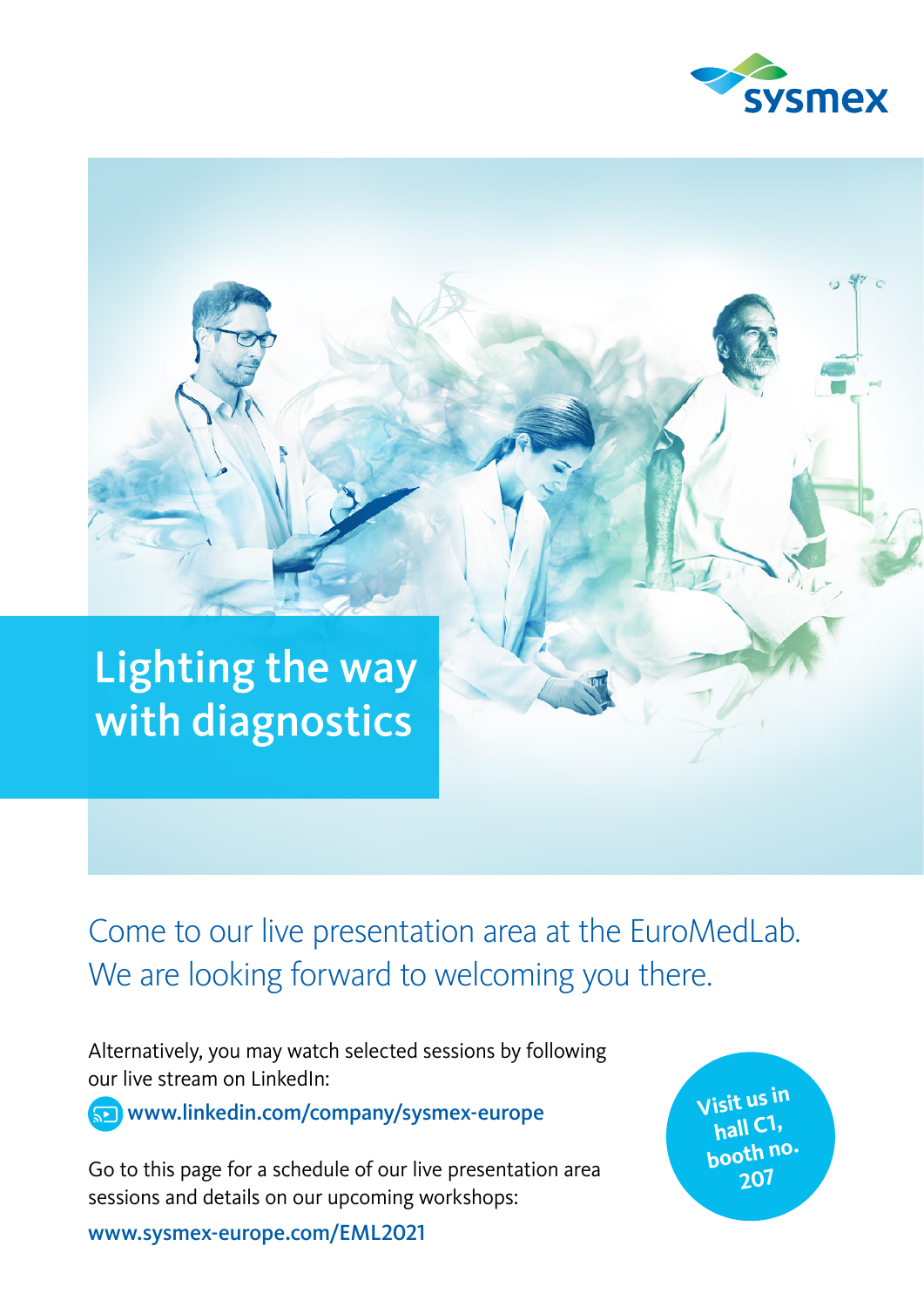# Lighting the way with diagnostics

## Come to our live presentation area at the EuroMedLab. We are looking forward to welcoming you there.

Alternatively, you may watch selected sessions by following our live stream on LinkedIn:

**www.linkedin.com/company/sysmex-europe**

Go to this page for a schedule of our live presentation area sessions and details on our upcoming workshops:

**www.sysmex-europe.com/EML2021**

**Visit us in hall C1, booth no. 207**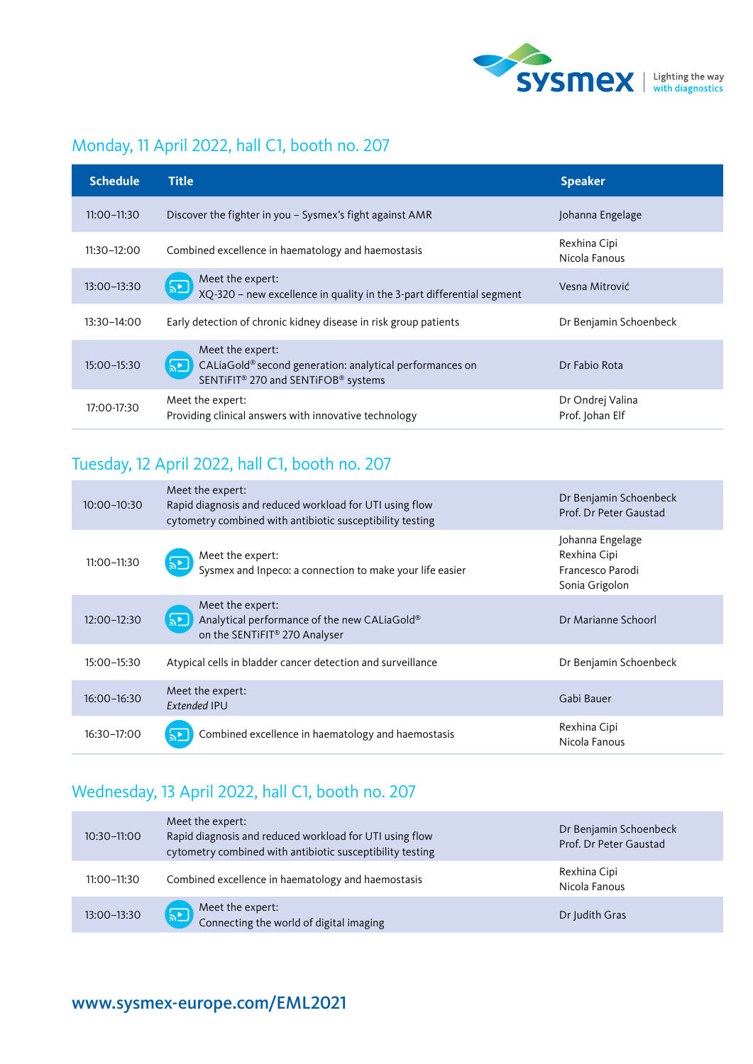## Monday, 11 April 2022, hall C1, booth no. 207

| Schedule | Title | Speaker |
|---|---|---|
| 11:00–11:30 | Discover the fighter in you – Sysmex's fight against AMR | Johanna Engelage |
| 11:30–12:00 | Combined excellence in haematology and haemostasis | Rexhina Cipi<br>Nicola Fanous |
| 13:00–13:30 | Meet the expert:<br>XQ-320 – new excellence in quality in the 3-part differential segment | Vesna Mitrović |
| 13:30–14:00 | Early detection of chronic kidney disease in risk group patients | Dr Benjamin Schoenbeck |
| 15:00–15:30 | Meet the expert:<br>CALiaGold® second generation: analytical performances on SENTiFIT® 270 and SENTiFOB® systems | Dr Fabio Rota |
| 17:00-17:30 | Meet the expert:<br>Providing clinical answers with innovative technology | Dr Ondrej Valina<br>Prof. Johan Elf |

## Tuesday, 12 April 2022, hall C1, booth no. 207

| | | |
|---|---|---|
| 10:00–10:30 | Meet the expert:<br>Rapid diagnosis and reduced workload for UTI using flow cytometry combined with antibiotic susceptibility testing | Dr Benjamin Schoenbeck<br>Prof. Dr Peter Gaustad |
| 11:00–11:30 | Meet the expert:<br>Sysmex and Inpeco: a connection to make your life easier | Johanna Engelage<br>Rexhina Cipi<br>Francesco Parodi<br>Sonia Grigolon |
| 12:00–12:30 | Meet the expert:<br>Analytical performance of the new CALiaGold®<br>on the SENTiFIT® 270 Analyser | Dr Marianne Schoorl |
| 15:00–15:30 | Atypical cells in bladder cancer detection and surveillance | Dr Benjamin Schoenbeck |
| 16:00–16:30 | Meet the expert:<br>*Extended* IPU | Gabi Bauer |
| 16:30–17:00 | Combined excellence in haematology and haemostasis | Rexhina Cipi<br>Nicola Fanous |

## Wednesday, 13 April 2022, hall C1, booth no. 207

| | | |
|---|---|---|
| 10:30–11:00 | Meet the expert:<br>Rapid diagnosis and reduced workload for UTI using flow cytometry combined with antibiotic susceptibility testing | Dr Benjamin Schoenbeck<br>Prof. Dr Peter Gaustad |
| 11:00–11:30 | Combined excellence in haematology and haemostasis | Rexhina Cipi<br>Nicola Fanous |
| 13:00–13:30 | Meet the expert:<br>Connecting the world of digital imaging | Dr Judith Gras |

**www.sysmex-europe.com/EML2021**